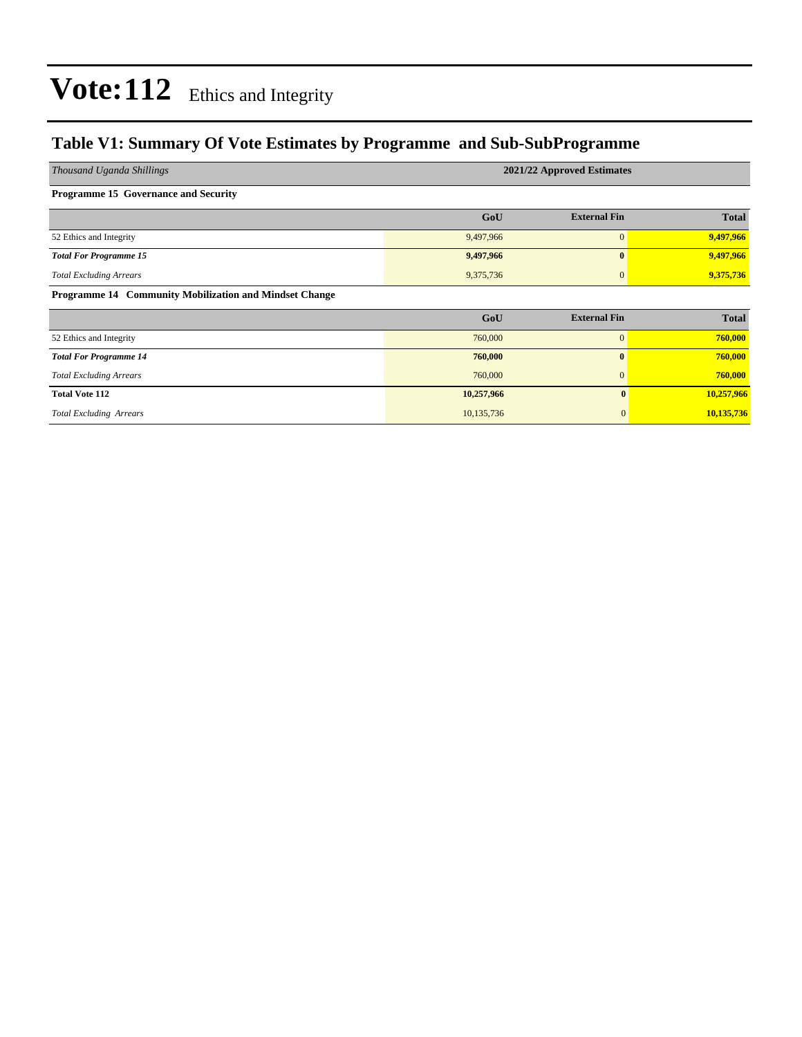# Vote:112 Ethics and Integrity

## Table V1: Summary Of Vote Estimates by Programme and Sub-SubProgramme

| *Thousand Uganda Shillings* | 2021/22 Approved Estimates | | |
|---|---|---|---|
| **Programme 15 Governance and Security** | | | |
| | **GoU** | **External Fin** | **Total** |
| 52 Ethics and Integrity | 9,497,966 | 0 | **9,497,966** |
| ***Total For Programme 15*** | **9,497,966** | **0** | **9,497,966** |
| *Total Excluding Arrears* | 9,375,736 | 0 | **9,375,736** |
| **Programme 14 Community Mobilization and Mindset Change** | | | |
| | **GoU** | **External Fin** | **Total** |
| 52 Ethics and Integrity | 760,000 | 0 | **760,000** |
| ***Total For Programme 14*** | **760,000** | **0** | **760,000** |
| *Total Excluding Arrears* | 760,000 | 0 | **760,000** |
| **Total Vote 112** | **10,257,966** | **0** | **10,257,966** |
| *Total Excluding Arrears* | 10,135,736 | 0 | **10,135,736** |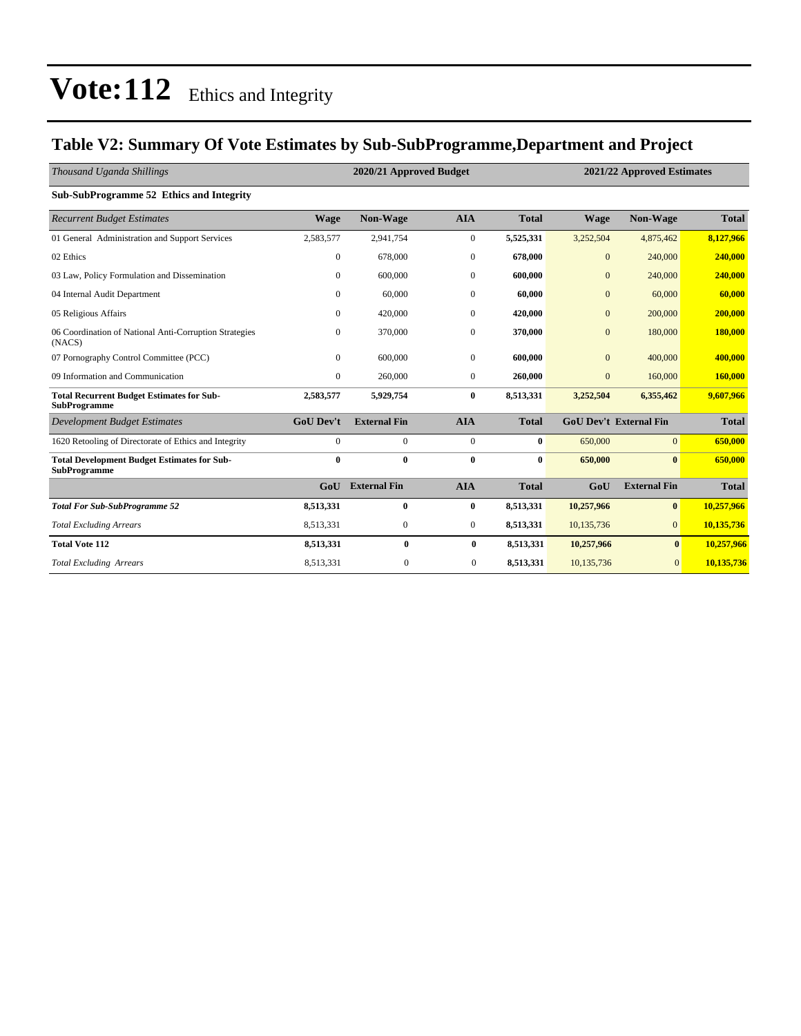# Vote:112 Ethics and Integrity

## Table V2: Summary Of Vote Estimates by Sub-SubProgramme,Department and Project

| *Thousand Uganda Shillings* | 2020/21 Approved Budget | | | | 2021/22 Approved Estimates | | |
|---|---|---|---|---|---|---|---|
| **Sub-SubProgramme 52 Ethics and Integrity** | | | | | | | |
| *Recurrent Budget Estimates* | **Wage** | **Non-Wage** | **AIA** | **Total** | **Wage** | **Non-Wage** | **Total** |
| 01 General Administration and Support Services | 2,583,577 | 2,941,754 | 0 | **5,525,331** | 3,252,504 | 4,875,462 | **8,127,966** |
| 02 Ethics | 0 | 678,000 | 0 | **678,000** | 0 | 240,000 | **240,000** |
| 03 Law, Policy Formulation and Dissemination | 0 | 600,000 | 0 | **600,000** | 0 | 240,000 | **240,000** |
| 04 Internal Audit Department | 0 | 60,000 | 0 | **60,000** | 0 | 60,000 | **60,000** |
| 05 Religious Affairs | 0 | 420,000 | 0 | **420,000** | 0 | 200,000 | **200,000** |
| 06 Coordination of National Anti-Corruption Strategies (NACS) | 0 | 370,000 | 0 | **370,000** | 0 | 180,000 | **180,000** |
| 07 Pornography Control Committee (PCC) | 0 | 600,000 | 0 | **600,000** | 0 | 400,000 | **400,000** |
| 09 Information and Communication | 0 | 260,000 | 0 | **260,000** | 0 | 160,000 | **160,000** |
| **Total Recurrent Budget Estimates for Sub-SubProgramme** | **2,583,577** | **5,929,754** | **0** | **8,513,331** | **3,252,504** | **6,355,462** | **9,607,966** |
| *Development Budget Estimates* | **GoU Dev't** | **External Fin** | **AIA** | **Total** | **GoU Dev't** | **External Fin** | **Total** |
| 1620 Retooling of Directorate of Ethics and Integrity | 0 | 0 | 0 | **0** | 650,000 | 0 | **650,000** |
| **Total Development Budget Estimates for Sub-SubProgramme** | **0** | **0** | **0** | **0** | **650,000** | **0** | **650,000** |
| | **GoU** | **External Fin** | **AIA** | **Total** | **GoU** | **External Fin** | **Total** |
| ***Total For Sub-SubProgramme 52*** | **8,513,331** | **0** | **0** | **8,513,331** | **10,257,966** | **0** | **10,257,966** |
| *Total Excluding Arrears* | 8,513,331 | 0 | 0 | **8,513,331** | 10,135,736 | 0 | **10,135,736** |
| **Total Vote 112** | **8,513,331** | **0** | **0** | **8,513,331** | **10,257,966** | **0** | **10,257,966** |
| *Total Excluding Arrears* | 8,513,331 | 0 | 0 | **8,513,331** | 10,135,736 | 0 | **10,135,736** |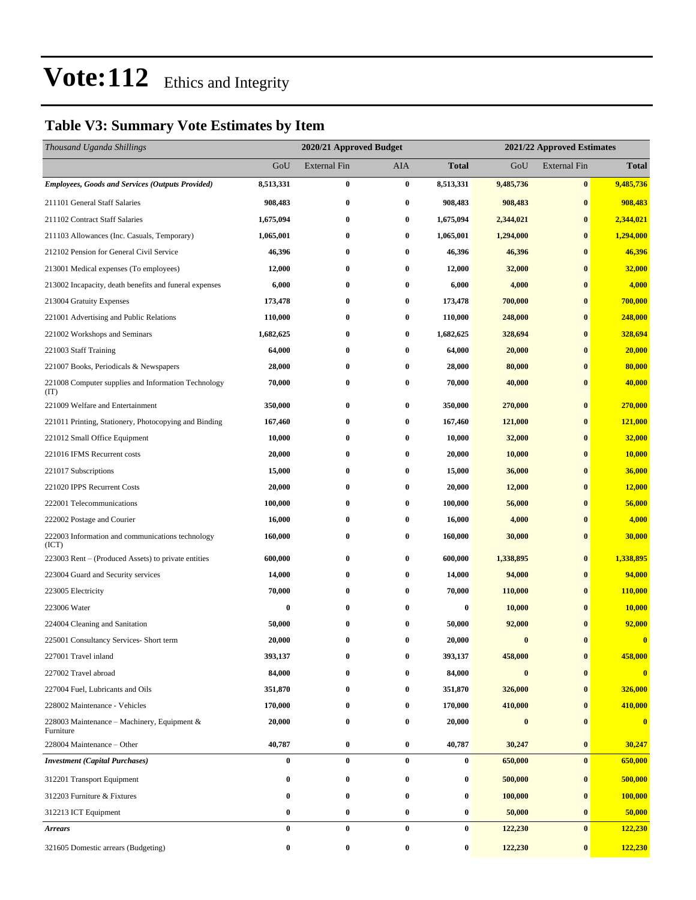# Vote:112 Ethics and Integrity

## Table V3: Summary Vote Estimates by Item

| *Thousand Uganda Shillings* | 2020/21 Approved Budget | | | | 2021/22 Approved Estimates | | |
|---|---|---|---|---|---|---|---|
| | GoU | External Fin | AIA | **Total** | GoU | External Fin | **Total** |
| ***Employees, Goods and Services (Outputs Provided)*** | **8,513,331** | **0** | **0** | **8,513,331** | **9,485,736** | **0** | **9,485,736** |
| 211101 General Staff Salaries | **908,483** | **0** | **0** | **908,483** | **908,483** | **0** | **908,483** |
| 211102 Contract Staff Salaries | **1,675,094** | **0** | **0** | **1,675,094** | **2,344,021** | **0** | **2,344,021** |
| 211103 Allowances (Inc. Casuals, Temporary) | **1,065,001** | **0** | **0** | **1,065,001** | **1,294,000** | **0** | **1,294,000** |
| 212102 Pension for General Civil Service | **46,396** | **0** | **0** | **46,396** | **46,396** | **0** | **46,396** |
| 213001 Medical expenses (To employees) | **12,000** | **0** | **0** | **12,000** | **32,000** | **0** | **32,000** |
| 213002 Incapacity, death benefits and funeral expenses | **6,000** | **0** | **0** | **6,000** | **4,000** | **0** | **4,000** |
| 213004 Gratuity Expenses | **173,478** | **0** | **0** | **173,478** | **700,000** | **0** | **700,000** |
| 221001 Advertising and Public Relations | **110,000** | **0** | **0** | **110,000** | **248,000** | **0** | **248,000** |
| 221002 Workshops and Seminars | **1,682,625** | **0** | **0** | **1,682,625** | **328,694** | **0** | **328,694** |
| 221003 Staff Training | **64,000** | **0** | **0** | **64,000** | **20,000** | **0** | **20,000** |
| 221007 Books, Periodicals & Newspapers | **28,000** | **0** | **0** | **28,000** | **80,000** | **0** | **80,000** |
| 221008 Computer supplies and Information Technology (IT) | **70,000** | **0** | **0** | **70,000** | **40,000** | **0** | **40,000** |
| 221009 Welfare and Entertainment | **350,000** | **0** | **0** | **350,000** | **270,000** | **0** | **270,000** |
| 221011 Printing, Stationery, Photocopying and Binding | **167,460** | **0** | **0** | **167,460** | **121,000** | **0** | **121,000** |
| 221012 Small Office Equipment | **10,000** | **0** | **0** | **10,000** | **32,000** | **0** | **32,000** |
| 221016 IFMS Recurrent costs | **20,000** | **0** | **0** | **20,000** | **10,000** | **0** | **10,000** |
| 221017 Subscriptions | **15,000** | **0** | **0** | **15,000** | **36,000** | **0** | **36,000** |
| 221020 IPPS Recurrent Costs | **20,000** | **0** | **0** | **20,000** | **12,000** | **0** | **12,000** |
| 222001 Telecommunications | **100,000** | **0** | **0** | **100,000** | **56,000** | **0** | **56,000** |
| 222002 Postage and Courier | **16,000** | **0** | **0** | **16,000** | **4,000** | **0** | **4,000** |
| 222003 Information and communications technology (ICT) | **160,000** | **0** | **0** | **160,000** | **30,000** | **0** | **30,000** |
| 223003 Rent – (Produced Assets) to private entities | **600,000** | **0** | **0** | **600,000** | **1,338,895** | **0** | **1,338,895** |
| 223004 Guard and Security services | **14,000** | **0** | **0** | **14,000** | **94,000** | **0** | **94,000** |
| 223005 Electricity | **70,000** | **0** | **0** | **70,000** | **110,000** | **0** | **110,000** |
| 223006 Water | **0** | **0** | **0** | **0** | **10,000** | **0** | **10,000** |
| 224004 Cleaning and Sanitation | **50,000** | **0** | **0** | **50,000** | **92,000** | **0** | **92,000** |
| 225001 Consultancy Services- Short term | **20,000** | **0** | **0** | **20,000** | **0** | **0** | **0** |
| 227001 Travel inland | **393,137** | **0** | **0** | **393,137** | **458,000** | **0** | **458,000** |
| 227002 Travel abroad | **84,000** | **0** | **0** | **84,000** | **0** | **0** | **0** |
| 227004 Fuel, Lubricants and Oils | **351,870** | **0** | **0** | **351,870** | **326,000** | **0** | **326,000** |
| 228002 Maintenance - Vehicles | **170,000** | **0** | **0** | **170,000** | **410,000** | **0** | **410,000** |
| 228003 Maintenance – Machinery, Equipment & Furniture | **20,000** | **0** | **0** | **20,000** | **0** | **0** | **0** |
| 228004 Maintenance – Other | **40,787** | **0** | **0** | **40,787** | **30,247** | **0** | **30,247** |
| ***Investment (Capital Purchases)*** | **0** | **0** | **0** | **0** | **650,000** | **0** | **650,000** |
| 312201 Transport Equipment | **0** | **0** | **0** | **0** | **500,000** | **0** | **500,000** |
| 312203 Furniture & Fixtures | **0** | **0** | **0** | **0** | **100,000** | **0** | **100,000** |
| 312213 ICT Equipment | **0** | **0** | **0** | **0** | **50,000** | **0** | **50,000** |
| ***Arrears*** | **0** | **0** | **0** | **0** | **122,230** | **0** | **122,230** |
| 321605 Domestic arrears (Budgeting) | **0** | **0** | **0** | **0** | **122,230** | **0** | **122,230** |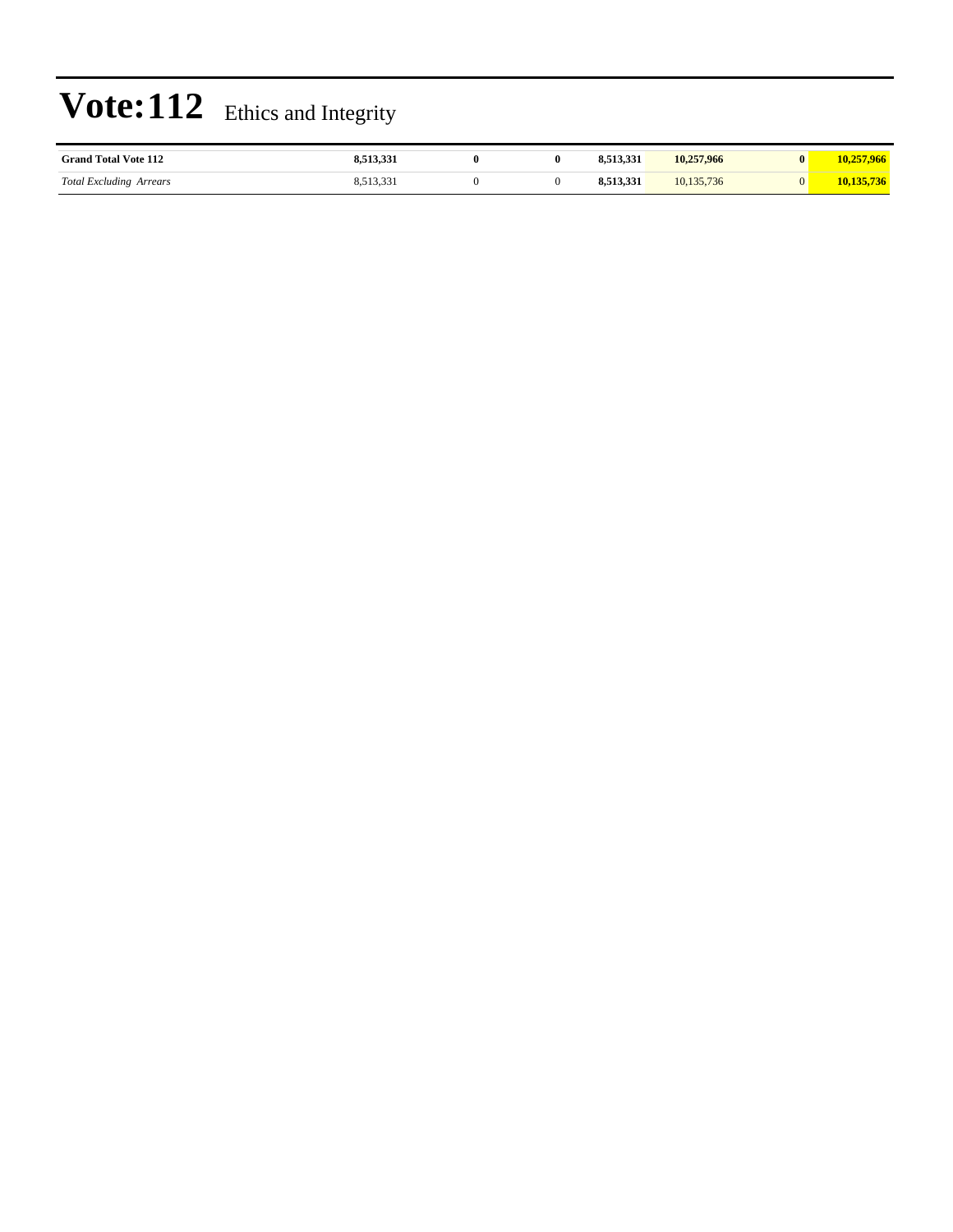# Vote:112 Ethics and Integrity

| | | | | | | | |
|---|---|---|---|---|---|---|---|
| **Grand Total Vote 112** | **8,513,331** | **0** | **0** | **8,513,331** | **10,257,966** | **0** | **10,257,966** |
| *Total Excluding Arrears* | 8,513,331 | 0 | 0 | **8,513,331** | 10,135,736 | 0 | **10,135,736** |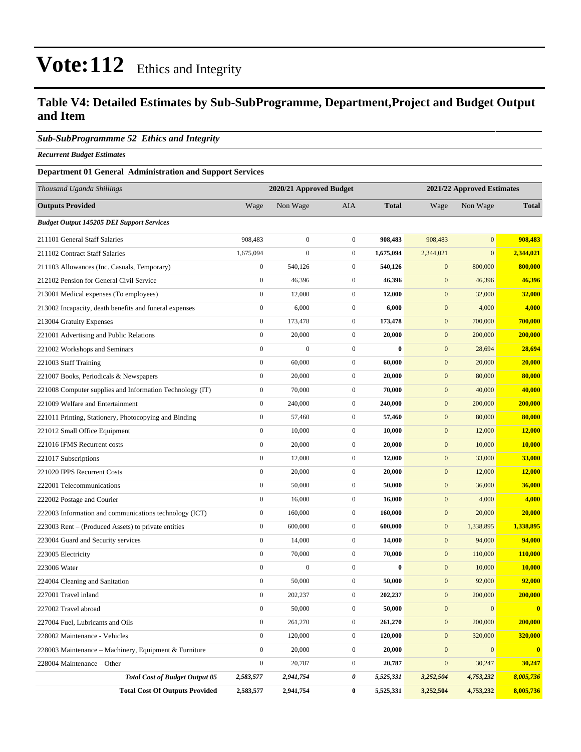# Vote:112 Ethics and Integrity

## Table V4: Detailed Estimates by Sub-SubProgramme, Department,Project and Budget Output and Item

### *Sub-SubProgrammme 52 Ethics and Integrity*

***Recurrent Budget Estimates***

**Department 01 General Administration and Support Services**

| *Thousand Uganda Shillings* | 2020/21 Approved Budget | | | | 2021/22 Approved Estimates | | |
|---|---|---|---|---|---|---|---|
| **Outputs Provided** | Wage | Non Wage | AIA | **Total** | Wage | Non Wage | **Total** |
| ***Budget Output 145205 DEI Support Services*** | | | | | | | |
| 211101 General Staff Salaries | 908,483 | 0 | 0 | **908,483** | 908,483 | 0 | **908,483** |
| 211102 Contract Staff Salaries | 1,675,094 | 0 | 0 | **1,675,094** | 2,344,021 | 0 | **2,344,021** |
| 211103 Allowances (Inc. Casuals, Temporary) | 0 | 540,126 | 0 | **540,126** | 0 | 800,000 | **800,000** |
| 212102 Pension for General Civil Service | 0 | 46,396 | 0 | **46,396** | 0 | 46,396 | **46,396** |
| 213001 Medical expenses (To employees) | 0 | 12,000 | 0 | **12,000** | 0 | 32,000 | **32,000** |
| 213002 Incapacity, death benefits and funeral expenses | 0 | 6,000 | 0 | **6,000** | 0 | 4,000 | **4,000** |
| 213004 Gratuity Expenses | 0 | 173,478 | 0 | **173,478** | 0 | 700,000 | **700,000** |
| 221001 Advertising and Public Relations | 0 | 20,000 | 0 | **20,000** | 0 | 200,000 | **200,000** |
| 221002 Workshops and Seminars | 0 | 0 | 0 | **0** | 0 | 28,694 | **28,694** |
| 221003 Staff Training | 0 | 60,000 | 0 | **60,000** | 0 | 20,000 | **20,000** |
| 221007 Books, Periodicals & Newspapers | 0 | 20,000 | 0 | **20,000** | 0 | 80,000 | **80,000** |
| 221008 Computer supplies and Information Technology (IT) | 0 | 70,000 | 0 | **70,000** | 0 | 40,000 | **40,000** |
| 221009 Welfare and Entertainment | 0 | 240,000 | 0 | **240,000** | 0 | 200,000 | **200,000** |
| 221011 Printing, Stationery, Photocopying and Binding | 0 | 57,460 | 0 | **57,460** | 0 | 80,000 | **80,000** |
| 221012 Small Office Equipment | 0 | 10,000 | 0 | **10,000** | 0 | 12,000 | **12,000** |
| 221016 IFMS Recurrent costs | 0 | 20,000 | 0 | **20,000** | 0 | 10,000 | **10,000** |
| 221017 Subscriptions | 0 | 12,000 | 0 | **12,000** | 0 | 33,000 | **33,000** |
| 221020 IPPS Recurrent Costs | 0 | 20,000 | 0 | **20,000** | 0 | 12,000 | **12,000** |
| 222001 Telecommunications | 0 | 50,000 | 0 | **50,000** | 0 | 36,000 | **36,000** |
| 222002 Postage and Courier | 0 | 16,000 | 0 | **16,000** | 0 | 4,000 | **4,000** |
| 222003 Information and communications technology (ICT) | 0 | 160,000 | 0 | **160,000** | 0 | 20,000 | **20,000** |
| 223003 Rent – (Produced Assets) to private entities | 0 | 600,000 | 0 | **600,000** | 0 | 1,338,895 | **1,338,895** |
| 223004 Guard and Security services | 0 | 14,000 | 0 | **14,000** | 0 | 94,000 | **94,000** |
| 223005 Electricity | 0 | 70,000 | 0 | **70,000** | 0 | 110,000 | **110,000** |
| 223006 Water | 0 | 0 | 0 | **0** | 0 | 10,000 | **10,000** |
| 224004 Cleaning and Sanitation | 0 | 50,000 | 0 | **50,000** | 0 | 92,000 | **92,000** |
| 227001 Travel inland | 0 | 202,237 | 0 | **202,237** | 0 | 200,000 | **200,000** |
| 227002 Travel abroad | 0 | 50,000 | 0 | **50,000** | 0 | 0 | **0** |
| 227004 Fuel, Lubricants and Oils | 0 | 261,270 | 0 | **261,270** | 0 | 200,000 | **200,000** |
| 228002 Maintenance - Vehicles | 0 | 120,000 | 0 | **120,000** | 0 | 320,000 | **320,000** |
| 228003 Maintenance – Machinery, Equipment & Furniture | 0 | 20,000 | 0 | **20,000** | 0 | 0 | **0** |
| 228004 Maintenance – Other | 0 | 20,787 | 0 | **20,787** | 0 | 30,247 | **30,247** |
| ***Total Cost of Budget Output 05*** | ***2,583,577*** | ***2,941,754*** | ***0*** | ***5,525,331*** | ***3,252,504*** | ***4,753,232*** | ***8,005,736*** |
| **Total Cost Of Outputs Provided** | **2,583,577** | **2,941,754** | **0** | **5,525,331** | **3,252,504** | **4,753,232** | **8,005,736** |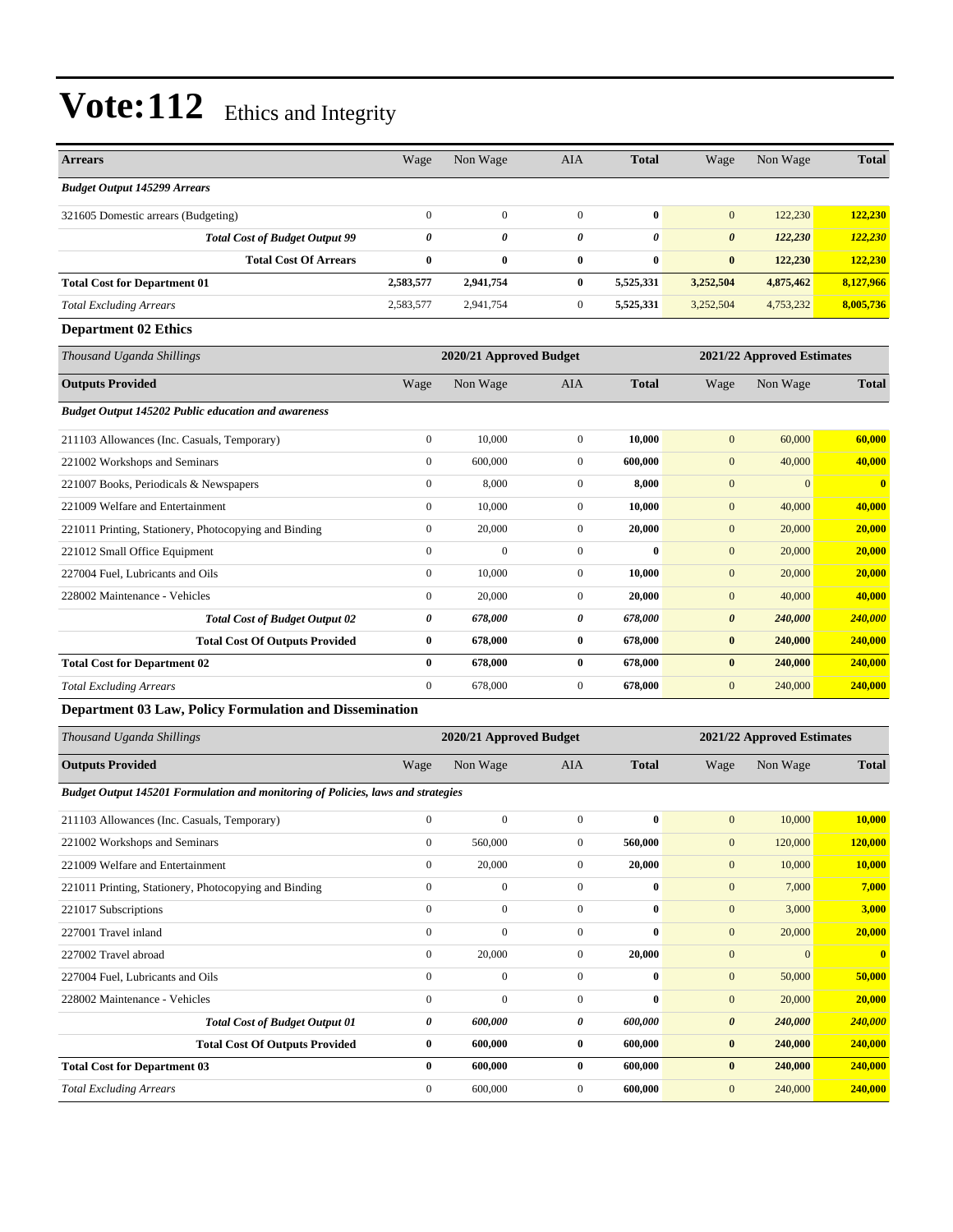# Vote:112 Ethics and Integrity

| Arrears | Wage | Non Wage | AIA | Total | Wage | Non Wage | Total |
|---|---|---|---|---|---|---|---|
| *Budget Output 145299 Arrears* | | | | | | | |
| 321605 Domestic arrears (Budgeting) | 0 | 0 | 0 | **0** | 0 | 122,230 | **122,230** |
| ***Total Cost of Budget Output 99*** | ***0*** | ***0*** | ***0*** | ***0*** | ***0*** | ***122,230*** | ***122,230*** |
| **Total Cost Of Arrears** | **0** | **0** | **0** | **0** | **0** | **122,230** | **122,230** |
| **Total Cost for Department 01** | **2,583,577** | **2,941,754** | **0** | **5,525,331** | **3,252,504** | **4,875,462** | **8,127,966** |
| *Total Excluding Arrears* | 2,583,577 | 2,941,754 | 0 | **5,525,331** | 3,252,504 | 4,753,232 | **8,005,736** |

### Department 02 Ethics

| *Thousand Uganda Shillings* | 2020/21 Approved Budget | | | | 2021/22 Approved Estimates | | |
|---|---|---|---|---|---|---|---|
| **Outputs Provided** | Wage | Non Wage | AIA | **Total** | Wage | Non Wage | **Total** |
| ***Budget Output 145202 Public education and awareness*** | | | | | | | |
| 211103 Allowances (Inc. Casuals, Temporary) | 0 | 10,000 | 0 | **10,000** | 0 | 60,000 | **60,000** |
| 221002 Workshops and Seminars | 0 | 600,000 | 0 | **600,000** | 0 | 40,000 | **40,000** |
| 221007 Books, Periodicals & Newspapers | 0 | 8,000 | 0 | **8,000** | 0 | 0 | **0** |
| 221009 Welfare and Entertainment | 0 | 10,000 | 0 | **10,000** | 0 | 40,000 | **40,000** |
| 221011 Printing, Stationery, Photocopying and Binding | 0 | 20,000 | 0 | **20,000** | 0 | 20,000 | **20,000** |
| 221012 Small Office Equipment | 0 | 0 | 0 | **0** | 0 | 20,000 | **20,000** |
| 227004 Fuel, Lubricants and Oils | 0 | 10,000 | 0 | **10,000** | 0 | 20,000 | **20,000** |
| 228002 Maintenance - Vehicles | 0 | 20,000 | 0 | **20,000** | 0 | 40,000 | **40,000** |
| ***Total Cost of Budget Output 02*** | ***0*** | ***678,000*** | ***0*** | ***678,000*** | ***0*** | ***240,000*** | ***240,000*** |
| **Total Cost Of Outputs Provided** | **0** | **678,000** | **0** | **678,000** | **0** | **240,000** | **240,000** |
| **Total Cost for Department 02** | **0** | **678,000** | **0** | **678,000** | **0** | **240,000** | **240,000** |
| *Total Excluding Arrears* | 0 | 678,000 | 0 | **678,000** | 0 | 240,000 | **240,000** |

### Department 03 Law, Policy Formulation and Dissemination

| *Thousand Uganda Shillings* | 2020/21 Approved Budget | | | | 2021/22 Approved Estimates | | |
|---|---|---|---|---|---|---|---|
| **Outputs Provided** | Wage | Non Wage | AIA | **Total** | Wage | Non Wage | **Total** |
| ***Budget Output 145201 Formulation and monitoring of Policies, laws and strategies*** | | | | | | | |
| 211103 Allowances (Inc. Casuals, Temporary) | 0 | 0 | 0 | **0** | 0 | 10,000 | **10,000** |
| 221002 Workshops and Seminars | 0 | 560,000 | 0 | **560,000** | 0 | 120,000 | **120,000** |
| 221009 Welfare and Entertainment | 0 | 20,000 | 0 | **20,000** | 0 | 10,000 | **10,000** |
| 221011 Printing, Stationery, Photocopying and Binding | 0 | 0 | 0 | **0** | 0 | 7,000 | **7,000** |
| 221017 Subscriptions | 0 | 0 | 0 | **0** | 0 | 3,000 | **3,000** |
| 227001 Travel inland | 0 | 0 | 0 | **0** | 0 | 20,000 | **20,000** |
| 227002 Travel abroad | 0 | 20,000 | 0 | **20,000** | 0 | 0 | **0** |
| 227004 Fuel, Lubricants and Oils | 0 | 0 | 0 | **0** | 0 | 50,000 | **50,000** |
| 228002 Maintenance - Vehicles | 0 | 0 | 0 | **0** | 0 | 20,000 | **20,000** |
| ***Total Cost of Budget Output 01*** | ***0*** | ***600,000*** | ***0*** | ***600,000*** | ***0*** | ***240,000*** | ***240,000*** |
| **Total Cost Of Outputs Provided** | **0** | **600,000** | **0** | **600,000** | **0** | **240,000** | **240,000** |
| **Total Cost for Department 03** | **0** | **600,000** | **0** | **600,000** | **0** | **240,000** | **240,000** |
| *Total Excluding Arrears* | 0 | 600,000 | 0 | **600,000** | 0 | 240,000 | **240,000** |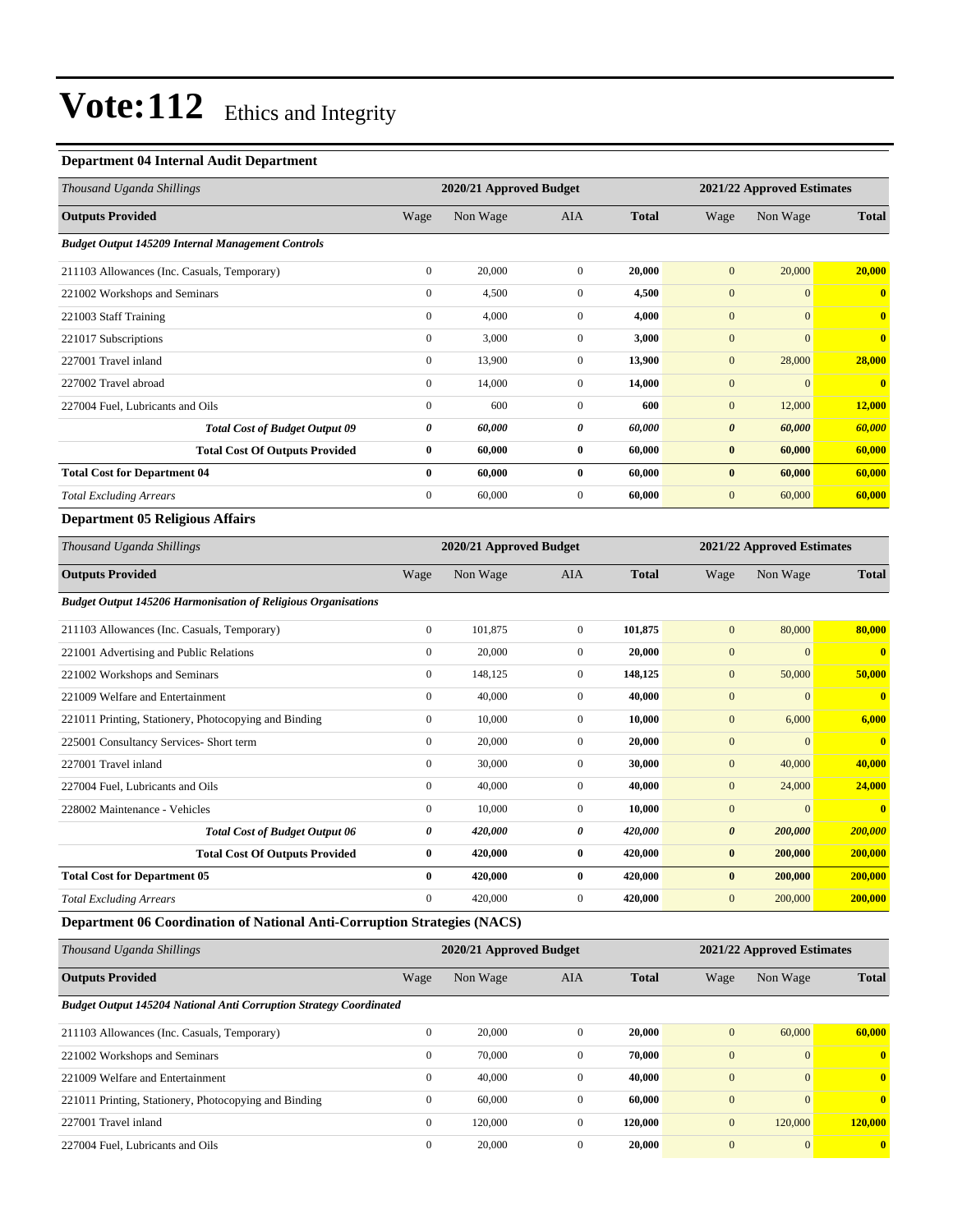# Vote:112 Ethics and Integrity

### Department 04 Internal Audit Department

| *Thousand Uganda Shillings* | 2020/21 Approved Budget | | | | 2021/22 Approved Estimates | | |
|---|---|---|---|---|---|---|---|
| **Outputs Provided** | Wage | Non Wage | AIA | **Total** | Wage | Non Wage | **Total** |
| ***Budget Output 145209 Internal Management Controls*** | | | | | | | |
| 211103 Allowances (Inc. Casuals, Temporary) | 0 | 20,000 | 0 | **20,000** | 0 | 20,000 | **20,000** |
| 221002 Workshops and Seminars | 0 | 4,500 | 0 | **4,500** | 0 | 0 | **0** |
| 221003 Staff Training | 0 | 4,000 | 0 | **4,000** | 0 | 0 | **0** |
| 221017 Subscriptions | 0 | 3,000 | 0 | **3,000** | 0 | 0 | **0** |
| 227001 Travel inland | 0 | 13,900 | 0 | **13,900** | 0 | 28,000 | **28,000** |
| 227002 Travel abroad | 0 | 14,000 | 0 | **14,000** | 0 | 0 | **0** |
| 227004 Fuel, Lubricants and Oils | 0 | 600 | 0 | **600** | 0 | 12,000 | **12,000** |
| ***Total Cost of Budget Output 09*** | ***0*** | ***60,000*** | ***0*** | ***60,000*** | ***0*** | ***60,000*** | ***60,000*** |
| **Total Cost Of Outputs Provided** | **0** | **60,000** | **0** | **60,000** | **0** | **60,000** | **60,000** |
| **Total Cost for Department 04** | **0** | **60,000** | **0** | **60,000** | **0** | **60,000** | **60,000** |
| *Total Excluding Arrears* | 0 | 60,000 | 0 | **60,000** | 0 | 60,000 | **60,000** |

### Department 05 Religious Affairs

| *Thousand Uganda Shillings* | 2020/21 Approved Budget | | | | 2021/22 Approved Estimates | | |
|---|---|---|---|---|---|---|---|
| **Outputs Provided** | Wage | Non Wage | AIA | **Total** | Wage | Non Wage | **Total** |
| ***Budget Output 145206 Harmonisation of Religious Organisations*** | | | | | | | |
| 211103 Allowances (Inc. Casuals, Temporary) | 0 | 101,875 | 0 | **101,875** | 0 | 80,000 | **80,000** |
| 221001 Advertising and Public Relations | 0 | 20,000 | 0 | **20,000** | 0 | 0 | **0** |
| 221002 Workshops and Seminars | 0 | 148,125 | 0 | **148,125** | 0 | 50,000 | **50,000** |
| 221009 Welfare and Entertainment | 0 | 40,000 | 0 | **40,000** | 0 | 0 | **0** |
| 221011 Printing, Stationery, Photocopying and Binding | 0 | 10,000 | 0 | **10,000** | 0 | 6,000 | **6,000** |
| 225001 Consultancy Services- Short term | 0 | 20,000 | 0 | **20,000** | 0 | 0 | **0** |
| 227001 Travel inland | 0 | 30,000 | 0 | **30,000** | 0 | 40,000 | **40,000** |
| 227004 Fuel, Lubricants and Oils | 0 | 40,000 | 0 | **40,000** | 0 | 24,000 | **24,000** |
| 228002 Maintenance - Vehicles | 0 | 10,000 | 0 | **10,000** | 0 | 0 | **0** |
| ***Total Cost of Budget Output 06*** | ***0*** | ***420,000*** | ***0*** | ***420,000*** | ***0*** | ***200,000*** | ***200,000*** |
| **Total Cost Of Outputs Provided** | **0** | **420,000** | **0** | **420,000** | **0** | **200,000** | **200,000** |
| **Total Cost for Department 05** | **0** | **420,000** | **0** | **420,000** | **0** | **200,000** | **200,000** |
| *Total Excluding Arrears* | 0 | 420,000 | 0 | **420,000** | 0 | 200,000 | **200,000** |

### Department 06 Coordination of National Anti-Corruption Strategies (NACS)

| *Thousand Uganda Shillings* | 2020/21 Approved Budget | | | | 2021/22 Approved Estimates | | |
|---|---|---|---|---|---|---|---|
| **Outputs Provided** | Wage | Non Wage | AIA | **Total** | Wage | Non Wage | **Total** |
| ***Budget Output 145204 National Anti Corruption Strategy Coordinated*** | | | | | | | |
| 211103 Allowances (Inc. Casuals, Temporary) | 0 | 20,000 | 0 | **20,000** | 0 | 60,000 | **60,000** |
| 221002 Workshops and Seminars | 0 | 70,000 | 0 | **70,000** | 0 | 0 | **0** |
| 221009 Welfare and Entertainment | 0 | 40,000 | 0 | **40,000** | 0 | 0 | **0** |
| 221011 Printing, Stationery, Photocopying and Binding | 0 | 60,000 | 0 | **60,000** | 0 | 0 | **0** |
| 227001 Travel inland | 0 | 120,000 | 0 | **120,000** | 0 | 120,000 | **120,000** |
| 227004 Fuel, Lubricants and Oils | 0 | 20,000 | 0 | **20,000** | 0 | 0 | **0** |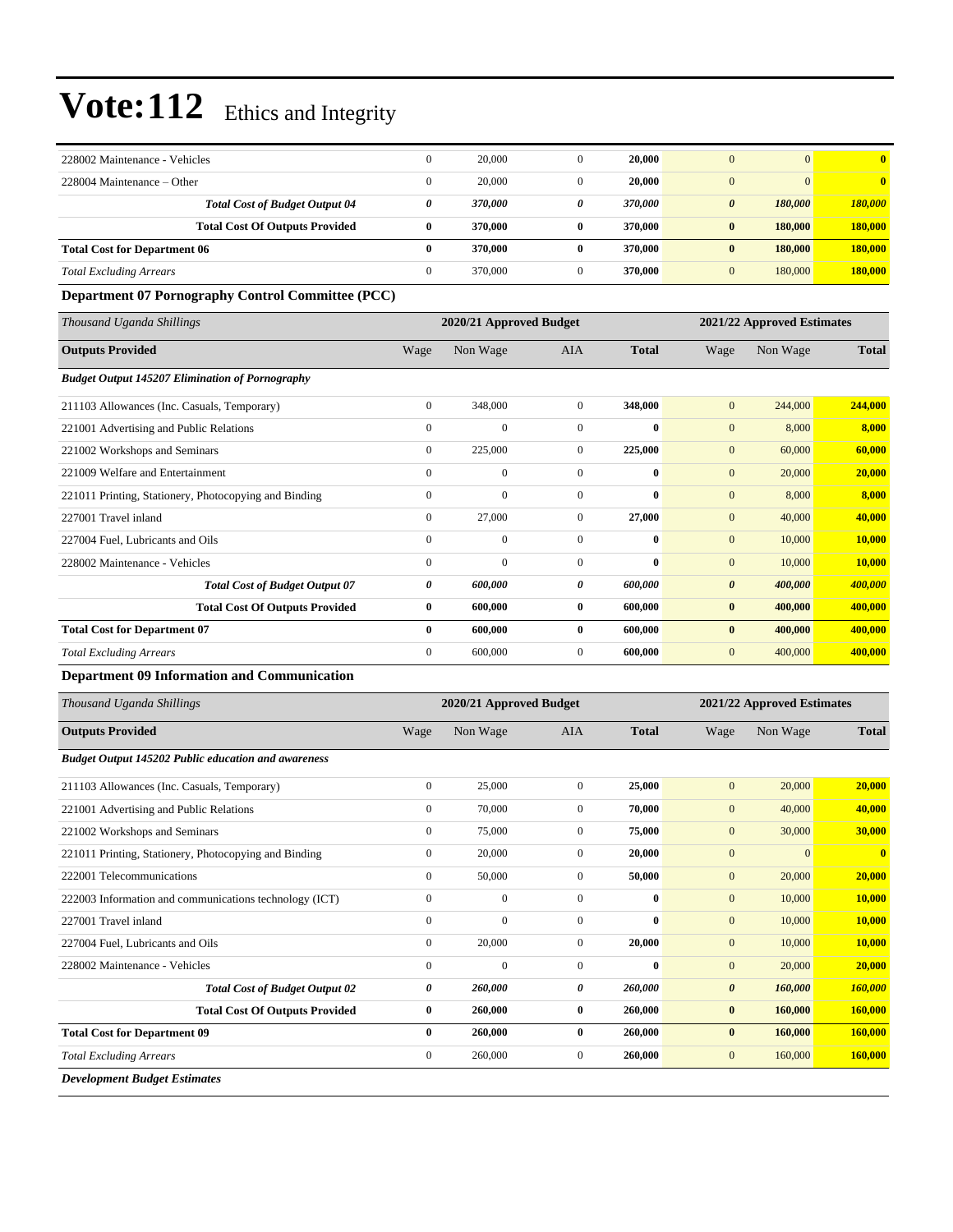# Vote:112 Ethics and Integrity

| | | | | | | | |
|---|---|---|---|---|---|---|---|
| 228002 Maintenance - Vehicles | 0 | 20,000 | 0 | **20,000** | 0 | 0 | **0** |
| 228004 Maintenance – Other | 0 | 20,000 | 0 | **20,000** | 0 | 0 | **0** |
| ***Total Cost of Budget Output 04*** | ***0*** | ***370,000*** | ***0*** | ***370,000*** | ***0*** | ***180,000*** | ***180,000*** |
| **Total Cost Of Outputs Provided** | **0** | **370,000** | **0** | **370,000** | **0** | **180,000** | **180,000** |
| **Total Cost for Department 06** | **0** | **370,000** | **0** | **370,000** | **0** | **180,000** | **180,000** |
| *Total Excluding Arrears* | 0 | 370,000 | 0 | **370,000** | 0 | 180,000 | **180,000** |

### Department 07 Pornography Control Committee (PCC)

| *Thousand Uganda Shillings* | 2020/21 Approved Budget | | | | 2021/22 Approved Estimates | | |
|---|---|---|---|---|---|---|---|
| **Outputs Provided** | Wage | Non Wage | AIA | **Total** | Wage | Non Wage | **Total** |
| ***Budget Output 145207 Elimination of Pornography*** | | | | | | | |
| 211103 Allowances (Inc. Casuals, Temporary) | 0 | 348,000 | 0 | **348,000** | 0 | 244,000 | **244,000** |
| 221001 Advertising and Public Relations | 0 | 0 | 0 | **0** | 0 | 8,000 | **8,000** |
| 221002 Workshops and Seminars | 0 | 225,000 | 0 | **225,000** | 0 | 60,000 | **60,000** |
| 221009 Welfare and Entertainment | 0 | 0 | 0 | **0** | 0 | 20,000 | **20,000** |
| 221011 Printing, Stationery, Photocopying and Binding | 0 | 0 | 0 | **0** | 0 | 8,000 | **8,000** |
| 227001 Travel inland | 0 | 27,000 | 0 | **27,000** | 0 | 40,000 | **40,000** |
| 227004 Fuel, Lubricants and Oils | 0 | 0 | 0 | **0** | 0 | 10,000 | **10,000** |
| 228002 Maintenance - Vehicles | 0 | 0 | 0 | **0** | 0 | 10,000 | **10,000** |
| ***Total Cost of Budget Output 07*** | ***0*** | ***600,000*** | ***0*** | ***600,000*** | ***0*** | ***400,000*** | ***400,000*** |
| **Total Cost Of Outputs Provided** | **0** | **600,000** | **0** | **600,000** | **0** | **400,000** | **400,000** |
| **Total Cost for Department 07** | **0** | **600,000** | **0** | **600,000** | **0** | **400,000** | **400,000** |
| *Total Excluding Arrears* | 0 | 600,000 | 0 | **600,000** | 0 | 400,000 | **400,000** |

### Department 09 Information and Communication

| *Thousand Uganda Shillings* | 2020/21 Approved Budget | | | | 2021/22 Approved Estimates | | |
|---|---|---|---|---|---|---|---|
| **Outputs Provided** | Wage | Non Wage | AIA | **Total** | Wage | Non Wage | **Total** |
| ***Budget Output 145202 Public education and awareness*** | | | | | | | |
| 211103 Allowances (Inc. Casuals, Temporary) | 0 | 25,000 | 0 | **25,000** | 0 | 20,000 | **20,000** |
| 221001 Advertising and Public Relations | 0 | 70,000 | 0 | **70,000** | 0 | 40,000 | **40,000** |
| 221002 Workshops and Seminars | 0 | 75,000 | 0 | **75,000** | 0 | 30,000 | **30,000** |
| 221011 Printing, Stationery, Photocopying and Binding | 0 | 20,000 | 0 | **20,000** | 0 | 0 | **0** |
| 222001 Telecommunications | 0 | 50,000 | 0 | **50,000** | 0 | 20,000 | **20,000** |
| 222003 Information and communications technology (ICT) | 0 | 0 | 0 | **0** | 0 | 10,000 | **10,000** |
| 227001 Travel inland | 0 | 0 | 0 | **0** | 0 | 10,000 | **10,000** |
| 227004 Fuel, Lubricants and Oils | 0 | 20,000 | 0 | **20,000** | 0 | 10,000 | **10,000** |
| 228002 Maintenance - Vehicles | 0 | 0 | 0 | **0** | 0 | 20,000 | **20,000** |
| ***Total Cost of Budget Output 02*** | ***0*** | ***260,000*** | ***0*** | ***260,000*** | ***0*** | ***160,000*** | ***160,000*** |
| **Total Cost Of Outputs Provided** | **0** | **260,000** | **0** | **260,000** | **0** | **160,000** | **160,000** |
| **Total Cost for Department 09** | **0** | **260,000** | **0** | **260,000** | **0** | **160,000** | **160,000** |
| *Total Excluding Arrears* | 0 | 260,000 | 0 | **260,000** | 0 | 160,000 | **160,000** |

***Development Budget Estimates***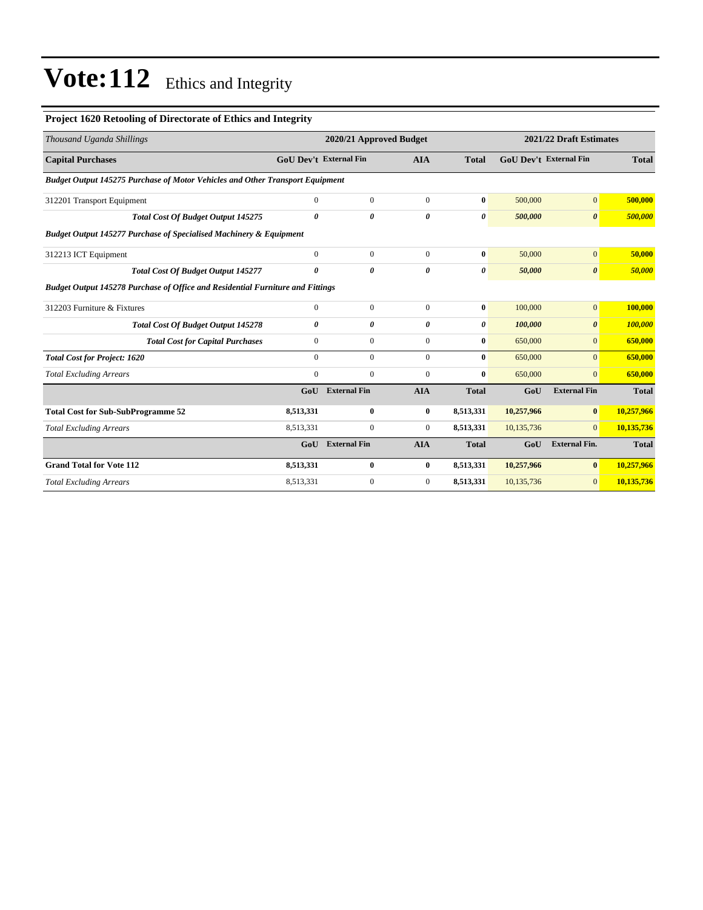# Vote:112 Ethics and Integrity

**Project 1620 Retooling of Directorate of Ethics and Integrity**

| *Thousand Uganda Shillings* | 2020/21 Approved Budget | | | | 2021/22 Draft Estimates | | |
|---|---|---|---|---|---|---|---|
| **Capital Purchases** | **GoU Dev't** | **External Fin** | **AIA** | **Total** | **GoU Dev't** | **External Fin** | **Total** |
| ***Budget Output 145275 Purchase of Motor Vehicles and Other Transport Equipment*** | | | | | | | |
| 312201 Transport Equipment | 0 | 0 | 0 | **0** | 500,000 | 0 | **500,000** |
| ***Total Cost Of Budget Output 145275*** | ***0*** | ***0*** | ***0*** | ***0*** | ***500,000*** | ***0*** | ***500,000*** |
| ***Budget Output 145277 Purchase of Specialised Machinery & Equipment*** | | | | | | | |
| 312213 ICT Equipment | 0 | 0 | 0 | **0** | 50,000 | 0 | **50,000** |
| ***Total Cost Of Budget Output 145277*** | ***0*** | ***0*** | ***0*** | ***0*** | ***50,000*** | ***0*** | ***50,000*** |
| ***Budget Output 145278 Purchase of Office and Residential Furniture and Fittings*** | | | | | | | |
| 312203 Furniture & Fixtures | 0 | 0 | 0 | **0** | 100,000 | 0 | **100,000** |
| ***Total Cost Of Budget Output 145278*** | ***0*** | ***0*** | ***0*** | ***0*** | ***100,000*** | ***0*** | ***100,000*** |
| ***Total Cost for Capital Purchases*** | 0 | 0 | 0 | **0** | 650,000 | 0 | **650,000** |
| ***Total Cost for Project: 1620*** | 0 | 0 | 0 | **0** | 650,000 | 0 | **650,000** |
| *Total Excluding Arrears* | 0 | 0 | 0 | **0** | 650,000 | 0 | **650,000** |
| | **GoU** | **External Fin** | **AIA** | **Total** | **GoU** | **External Fin** | **Total** |
| **Total Cost for Sub-SubProgramme 52** | **8,513,331** | **0** | **0** | **8,513,331** | **10,257,966** | **0** | **10,257,966** |
| *Total Excluding Arrears* | 8,513,331 | 0 | 0 | **8,513,331** | 10,135,736 | 0 | **10,135,736** |
| | **GoU** | **External Fin** | **AIA** | **Total** | **GoU** | **External Fin.** | **Total** |
| **Grand Total for Vote 112** | **8,513,331** | **0** | **0** | **8,513,331** | **10,257,966** | **0** | **10,257,966** |
| *Total Excluding Arrears* | 8,513,331 | 0 | 0 | **8,513,331** | 10,135,736 | 0 | **10,135,736** |